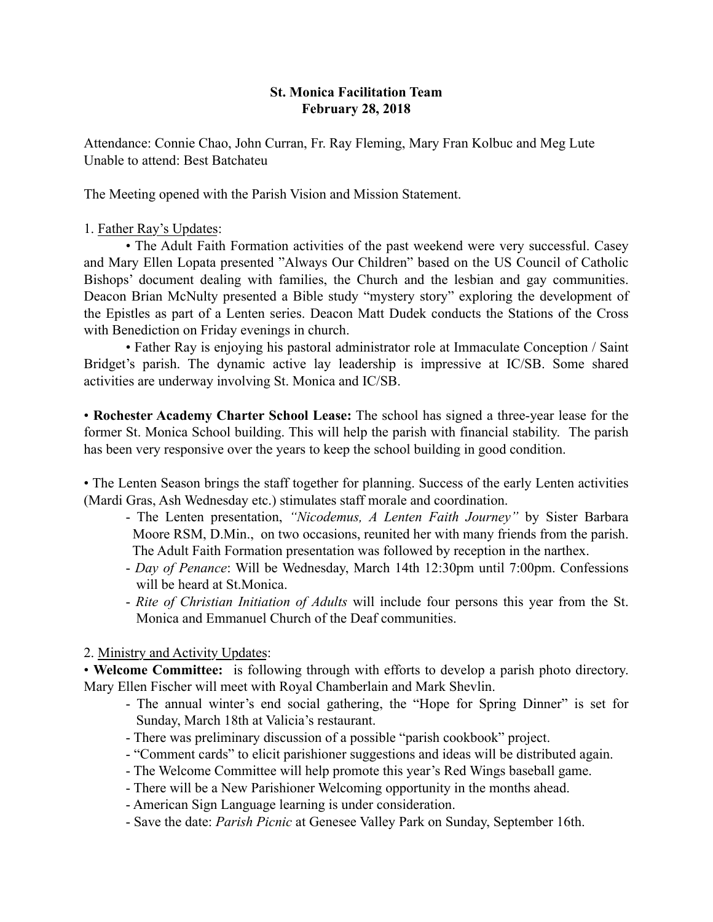**St. Monica Facilitation Team**
**February 28, 2018**

Attendance: Connie Chao, John Curran, Fr. Ray Fleming, Mary Fran Kolbuc and Meg Lute
Unable to attend: Best Batchateu

The Meeting opened with the Parish Vision and Mission Statement.

1. Father Ray's Updates:

• The Adult Faith Formation activities of the past weekend were very successful. Casey and Mary Ellen Lopata presented "Always Our Children" based on the US Council of Catholic Bishops' document dealing with families, the Church and the lesbian and gay communities. Deacon Brian McNulty presented a Bible study "mystery story" exploring the development of the Epistles as part of a Lenten series. Deacon Matt Dudek conducts the Stations of the Cross with Benediction on Friday evenings in church.

• Father Ray is enjoying his pastoral administrator role at Immaculate Conception / Saint Bridget's parish. The dynamic active lay leadership is impressive at IC/SB. Some shared activities are underway involving St. Monica and IC/SB.

• **Rochester Academy Charter School Lease:** The school has signed a three-year lease for the former St. Monica School building. This will help the parish with financial stability. The parish has been very responsive over the years to keep the school building in good condition.

• The Lenten Season brings the staff together for planning. Success of the early Lenten activities (Mardi Gras, Ash Wednesday etc.) stimulates staff morale and coordination.

- The Lenten presentation, *"Nicodemus, A Lenten Faith Journey"* by Sister Barbara Moore RSM, D.Min., on two occasions, reunited her with many friends from the parish. The Adult Faith Formation presentation was followed by reception in the narthex.
- *Day of Penance*: Will be Wednesday, March 14th 12:30pm until 7:00pm. Confessions will be heard at St.Monica.
- *Rite of Christian Initiation of Adults* will include four persons this year from the St. Monica and Emmanuel Church of the Deaf communities.

2. Ministry and Activity Updates:

• **Welcome Committee:** is following through with efforts to develop a parish photo directory. Mary Ellen Fischer will meet with Royal Chamberlain and Mark Shevlin.

- The annual winter's end social gathering, the "Hope for Spring Dinner" is set for Sunday, March 18th at Valicia's restaurant.
- There was preliminary discussion of a possible "parish cookbook" project.
- "Comment cards" to elicit parishioner suggestions and ideas will be distributed again.
- The Welcome Committee will help promote this year's Red Wings baseball game.
- There will be a New Parishioner Welcoming opportunity in the months ahead.
- American Sign Language learning is under consideration.
- Save the date: *Parish Picnic* at Genesee Valley Park on Sunday, September 16th.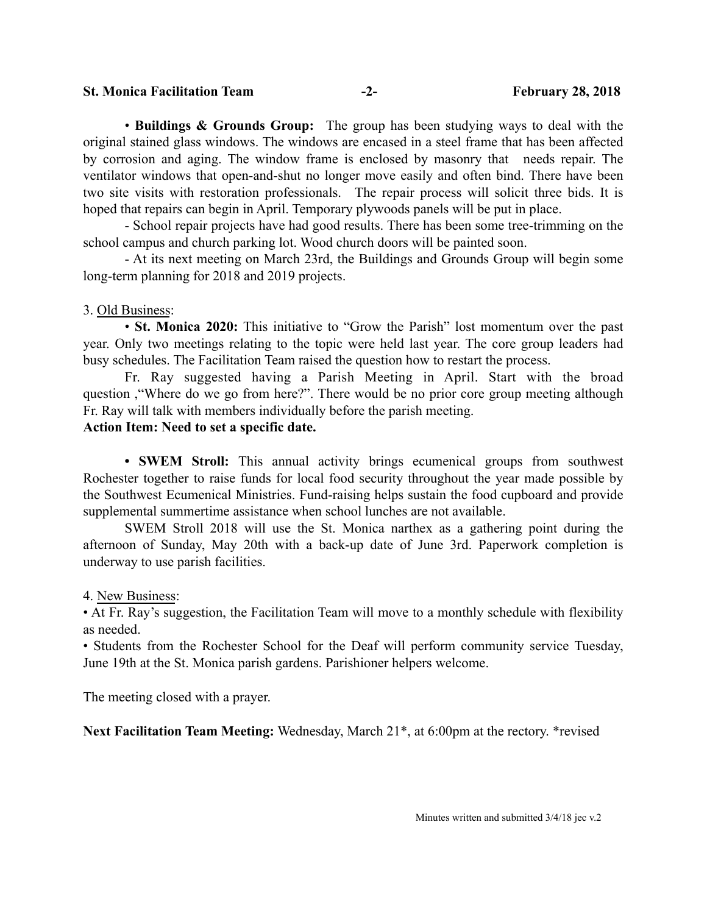• **Buildings & Grounds Group:** The group has been studying ways to deal with the original stained glass windows. The windows are encased in a steel frame that has been affected by corrosion and aging. The window frame is enclosed by masonry that needs repair. The ventilator windows that open-and-shut no longer move easily and often bind. There have been two site visits with restoration professionals. The repair process will solicit three bids. It is hoped that repairs can begin in April. Temporary plywoods panels will be put in place.

- School repair projects have had good results. There has been some tree-trimming on the school campus and church parking lot. Wood church doors will be painted soon.

- At its next meeting on March 23rd, the Buildings and Grounds Group will begin some long-term planning for 2018 and 2019 projects.

3. Old Business:

• **St. Monica 2020:** This initiative to "Grow the Parish" lost momentum over the past year. Only two meetings relating to the topic were held last year. The core group leaders had busy schedules. The Facilitation Team raised the question how to restart the process.

Fr. Ray suggested having a Parish Meeting in April. Start with the broad question ,"Where do we go from here?". There would be no prior core group meeting although Fr. Ray will talk with members individually before the parish meeting.

**Action Item: Need to set a specific date.**

• **SWEM Stroll:** This annual activity brings ecumenical groups from southwest Rochester together to raise funds for local food security throughout the year made possible by the Southwest Ecumenical Ministries. Fund-raising helps sustain the food cupboard and provide supplemental summertime assistance when school lunches are not available.

SWEM Stroll 2018 will use the St. Monica narthex as a gathering point during the afternoon of Sunday, May 20th with a back-up date of June 3rd. Paperwork completion is underway to use parish facilities.

4. New Business:

• At Fr. Ray's suggestion, the Facilitation Team will move to a monthly schedule with flexibility as needed.

• Students from the Rochester School for the Deaf will perform community service Tuesday, June 19th at the St. Monica parish gardens. Parishioner helpers welcome.

The meeting closed with a prayer.

**Next Facilitation Team Meeting:** Wednesday, March 21*, at 6:00pm at the rectory. *revised

Minutes written and submitted 3/4/18 jec v.2